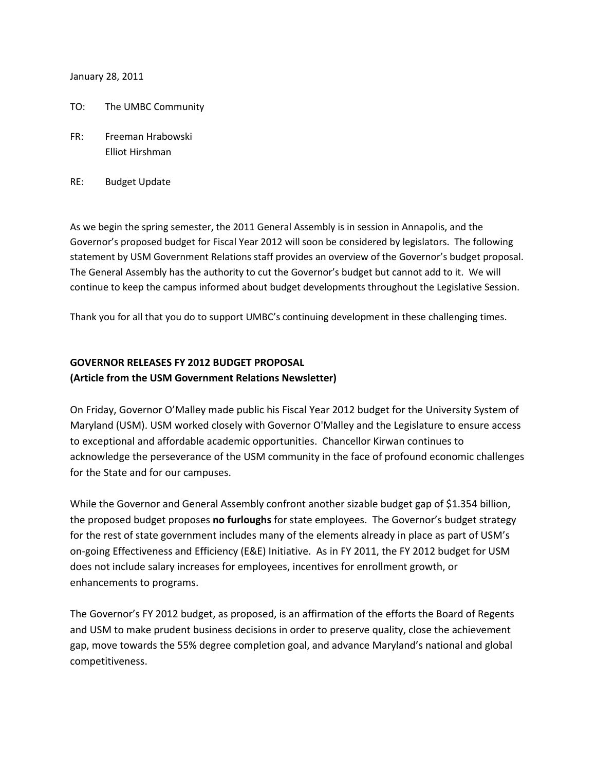January 28, 2011

TO: The UMBC Community

FR: Freeman Hrabowski  
Elliot Hirshman

RE: Budget Update

As we begin the spring semester, the 2011 General Assembly is in session in Annapolis, and the Governor's proposed budget for Fiscal Year 2012 will soon be considered by legislators. The following statement by USM Government Relations staff provides an overview of the Governor's budget proposal. The General Assembly has the authority to cut the Governor's budget but cannot add to it. We will continue to keep the campus informed about budget developments throughout the Legislative Session.

Thank you for all that you do to support UMBC's continuing development in these challenging times.

**GOVERNOR RELEASES FY 2012 BUDGET PROPOSAL**
**(Article from the USM Government Relations Newsletter)**

On Friday, Governor O'Malley made public his Fiscal Year 2012 budget for the University System of Maryland (USM). USM worked closely with Governor O'Malley and the Legislature to ensure access to exceptional and affordable academic opportunities. Chancellor Kirwan continues to acknowledge the perseverance of the USM community in the face of profound economic challenges for the State and for our campuses.

While the Governor and General Assembly confront another sizable budget gap of $1.354 billion, the proposed budget proposes **no furloughs** for state employees. The Governor's budget strategy for the rest of state government includes many of the elements already in place as part of USM's on-going Effectiveness and Efficiency (E&E) Initiative. As in FY 2011, the FY 2012 budget for USM does not include salary increases for employees, incentives for enrollment growth, or enhancements to programs.

The Governor's FY 2012 budget, as proposed, is an affirmation of the efforts the Board of Regents and USM to make prudent business decisions in order to preserve quality, close the achievement gap, move towards the 55% degree completion goal, and advance Maryland's national and global competitiveness.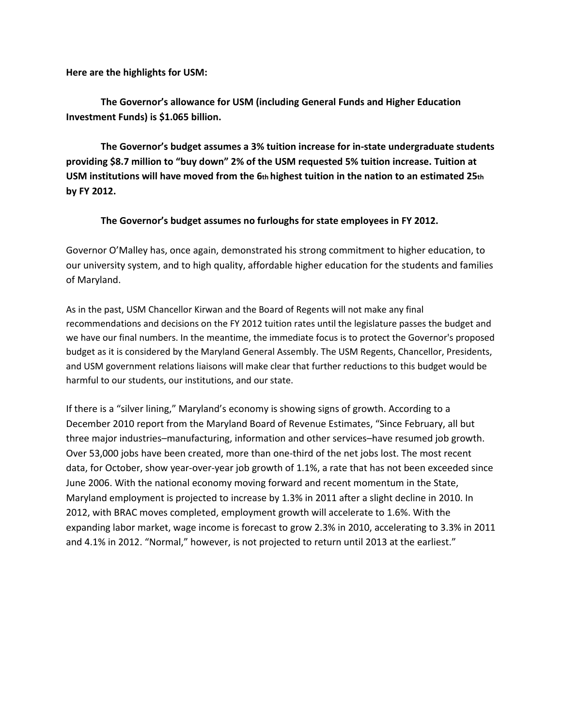**Here are the highlights for USM:**

**The Governor's allowance for USM (including General Funds and Higher Education Investment Funds) is $1.065 billion.**

**The Governor's budget assumes a 3% tuition increase for in-state undergraduate students providing $8.7 million to "buy down" 2% of the USM requested 5% tuition increase. Tuition at USM institutions will have moved from the 6th highest tuition in the nation to an estimated 25th by FY 2012.**

**The Governor's budget assumes no furloughs for state employees in FY 2012.**

Governor O'Malley has, once again, demonstrated his strong commitment to higher education, to our university system, and to high quality, affordable higher education for the students and families of Maryland.

As in the past, USM Chancellor Kirwan and the Board of Regents will not make any final recommendations and decisions on the FY 2012 tuition rates until the legislature passes the budget and we have our final numbers. In the meantime, the immediate focus is to protect the Governor's proposed budget as it is considered by the Maryland General Assembly. The USM Regents, Chancellor, Presidents, and USM government relations liaisons will make clear that further reductions to this budget would be harmful to our students, our institutions, and our state.

If there is a "silver lining," Maryland's economy is showing signs of growth. According to a December 2010 report from the Maryland Board of Revenue Estimates, "Since February, all but three major industries–manufacturing, information and other services–have resumed job growth. Over 53,000 jobs have been created, more than one-third of the net jobs lost. The most recent data, for October, show year-over-year job growth of 1.1%, a rate that has not been exceeded since June 2006. With the national economy moving forward and recent momentum in the State, Maryland employment is projected to increase by 1.3% in 2011 after a slight decline in 2010. In 2012, with BRAC moves completed, employment growth will accelerate to 1.6%. With the expanding labor market, wage income is forecast to grow 2.3% in 2010, accelerating to 3.3% in 2011 and 4.1% in 2012. "Normal," however, is not projected to return until 2013 at the earliest."